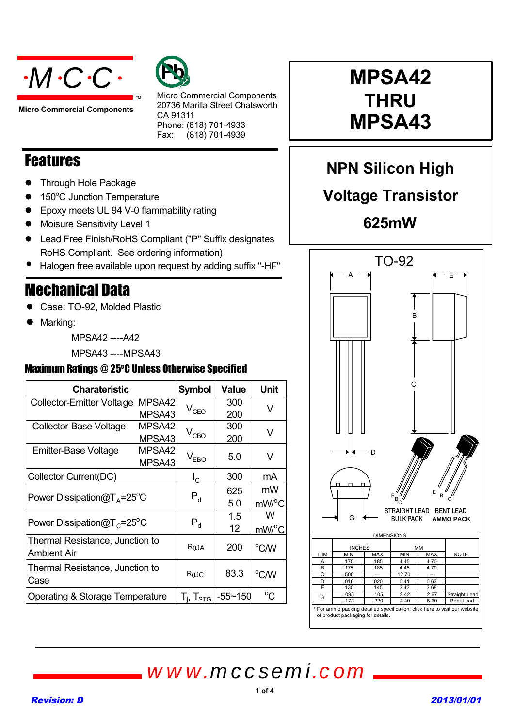**Micro Commercial Components**

Micro Commercial Components
20736 Marilla Street Chatsworth
CA 91311
Phone: (818) 701-4933
Fax: (818) 701-4939

# MPSA42 THRU MPSA43

## NPN Silicon High Voltage Transistor 625mW

## Features

- Through Hole Package
- 150°C Junction Temperature
- Epoxy meets UL 94 V-0 flammability rating
- Moisure Sensitivity Level 1
- Lead Free Finish/RoHS Compliant ("P" Suffix designates RoHS Compliant. See ordering information)
- Halogen free available upon request by adding suffix "-HF"

## Mechanical Data

- Case: TO-92, Molded Plastic
- Marking:

  MPSA42 ----A42

  MPSA43 ----MPSA43

### Maximum Ratings @ 25°C Unless Otherwise Specified

| Charateristic | | Symbol | Value | Unit |
|---|---|---|---|---|
| Collector-Emitter Voltage | MPSA42 | $V_{CEO}$ | 300 | V |
| | MPSA43 | | 200 | |
| Collector-Base Voltage | MPSA42 | $V_{CBO}$ | 300 | V |
| | MPSA43 | | 200 | |
| Emitter-Base Voltage | MPSA42 / MPSA43 | $V_{EBO}$ | 5.0 | V |
| Collector Current(DC) | | $I_C$ | 300 | mA |
| Power Dissipation@$T_A$=25°C | | $P_d$ | 625 | mW |
| | | | 5.0 | mW/°C |
| Power Dissipation@$T_C$=25°C | | $P_d$ | 1.5 | W |
| | | | 12 | mW/°C |
| Thermal Resistance, Junction to Ambient Air | | $R_{\theta JA}$ | 200 | °C/W |
| Thermal Resistance, Junction to Case | | $R_{\theta JC}$ | 83.3 | °C/W |
| Operating & Storage Temperature | | $T_j$, $T_{STG}$ | -55~150 | °C |

TO-92

STRAIGHT LEAD BULK PACK — BENT LEAD AMMO PACK

DIMENSIONS

| DIM | INCHES MIN | INCHES MAX | MM MIN | MM MAX | NOTE |
|---|---|---|---|---|---|
| A | .175 | .185 | 4.45 | 4.70 | |
| B | .175 | .185 | 4.45 | 4.70 | |
| C | .500 | --- | 12.70 | --- | |
| D | .016 | .020 | 0.41 | 0.63 | |
| E | .135 | .145 | 3.43 | 3.68 | |
| G | .095 | .105 | 2.42 | 2.67 | Straight Lead |
| | .173 | .220 | 4.40 | 5.60 | Bent Lead |

\* For ammo packing detailed specification, click here to visit our website of product packaging for details.

www.mccsemi.com

Revision: D

2013/01/01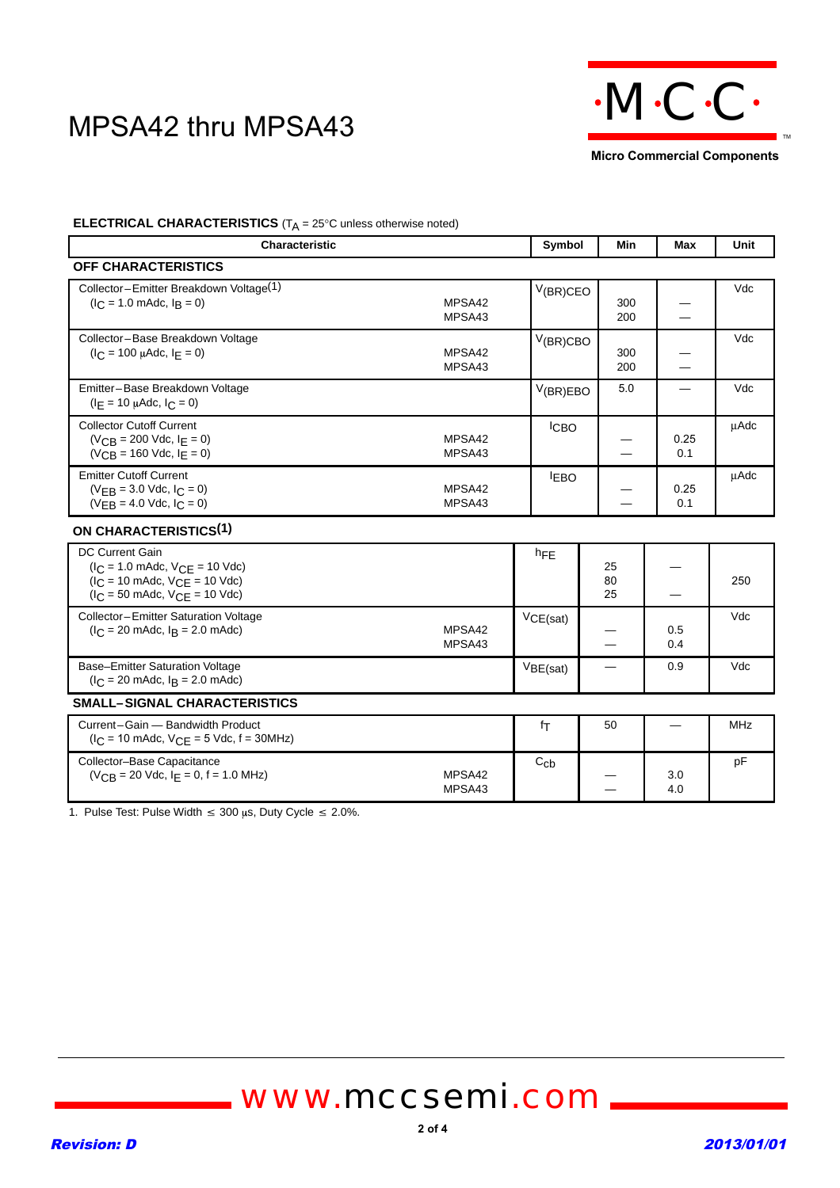# MPSA42 thru MPSA43

**ELECTRICAL CHARACTERISTICS** ($T_A$ = 25°C unless otherwise noted)

| Characteristic | | Symbol | Min | Max | Unit |
|---|---|---|---|---|---|
| **OFF CHARACTERISTICS** | | | | | |
| Collector–Emitter Breakdown Voltage(1) ($I_C$ = 1.0 mAdc, $I_B$ = 0) | MPSA42<br>MPSA43 | $V_{(BR)CEO}$ | 300<br>200 | —<br>— | Vdc |
| Collector–Base Breakdown Voltage ($I_C$ = 100 μAdc, $I_E$ = 0) | MPSA42<br>MPSA43 | $V_{(BR)CBO}$ | 300<br>200 | —<br>— | Vdc |
| Emitter–Base Breakdown Voltage ($I_E$ = 10 μAdc, $I_C$ = 0) | | $V_{(BR)EBO}$ | 5.0 | — | Vdc |
| Collector Cutoff Current ($V_{CB}$ = 200 Vdc, $I_E$ = 0) ($V_{CB}$ = 160 Vdc, $I_E$ = 0) | MPSA42<br>MPSA43 | $I_{CBO}$ | —<br>— | 0.25<br>0.1 | μAdc |
| Emitter Cutoff Current ($V_{EB}$ = 3.0 Vdc, $I_C$ = 0) ($V_{EB}$ = 4.0 Vdc, $I_C$ = 0) | MPSA42<br>MPSA43 | $I_{EBO}$ | —<br>— | 0.25<br>0.1 | μAdc |
| **ON CHARACTERISTICS(1)** | | | | | |
| DC Current Gain ($I_C$ = 1.0 mAdc, $V_{CE}$ = 10 Vdc) ($I_C$ = 10 mAdc, $V_{CE}$ = 10 Vdc) ($I_C$ = 50 mAdc, $V_{CE}$ = 10 Vdc) | | $h_{FE}$ | 25<br>80<br>25 | —<br><br>— | 250 |
| Collector–Emitter Saturation Voltage ($I_C$ = 20 mAdc, $I_B$ = 2.0 mAdc) | MPSA42<br>MPSA43 | $V_{CE(sat)}$ | —<br>— | 0.5<br>0.4 | Vdc |
| Base–Emitter Saturation Voltage ($I_C$ = 20 mAdc, $I_B$ = 2.0 mAdc) | | $V_{BE(sat)}$ | — | 0.9 | Vdc |
| **SMALL–SIGNAL CHARACTERISTICS** | | | | | |
| Current–Gain — Bandwidth Product ($I_C$ = 10 mAdc, $V_{CE}$ = 5 Vdc, f = 30MHz) | | $f_T$ | 50 | — | MHz |
| Collector–Base Capacitance ($V_{CB}$ = 20 Vdc, $I_E$ = 0, f = 1.0 MHz) | MPSA42<br>MPSA43 | $C_{cb}$ | —<br>— | 3.0<br>4.0 | pF |

1. Pulse Test: Pulse Width ≤ 300 μs, Duty Cycle ≤ 2.0%.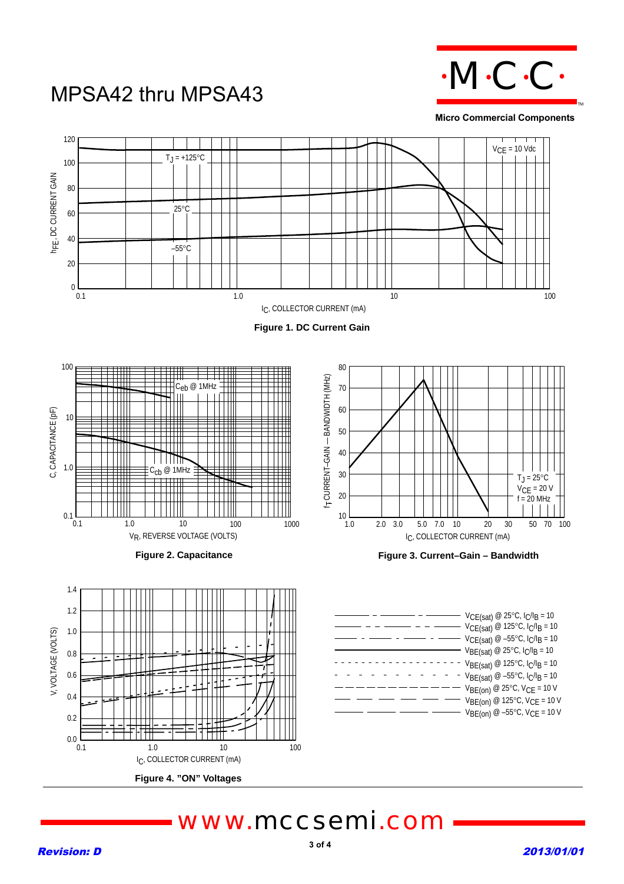# MPSA42 thru MPSA43

Figure 1. DC Current Gain

Figure 2. Capacitance

Figure 3. Current–Gain – Bandwidth

Figure 4. "ON" Voltages

- $V_{CE(sat)}$ @ 25°C, $I_C/I_B = 10$
- $V_{CE(sat)}$ @ 125°C, $I_C/I_B = 10$
- $V_{CE(sat)}$ @ −55°C, $I_C/I_B = 10$
- $V_{BE(sat)}$ @ 25°C, $I_C/I_B = 10$
- $V_{BE(sat)}$ @ 125°C, $I_C/I_B = 10$
- $V_{BE(sat)}$ @ −55°C, $I_C/I_B = 10$
- $V_{BE(on)}$ @ 25°C, $V_{CE} = 10$ V
- $V_{BE(on)}$ @ 125°C, $V_{CE} = 10$ V
- $V_{BE(on)}$ @ −55°C, $V_{CE} = 10$ V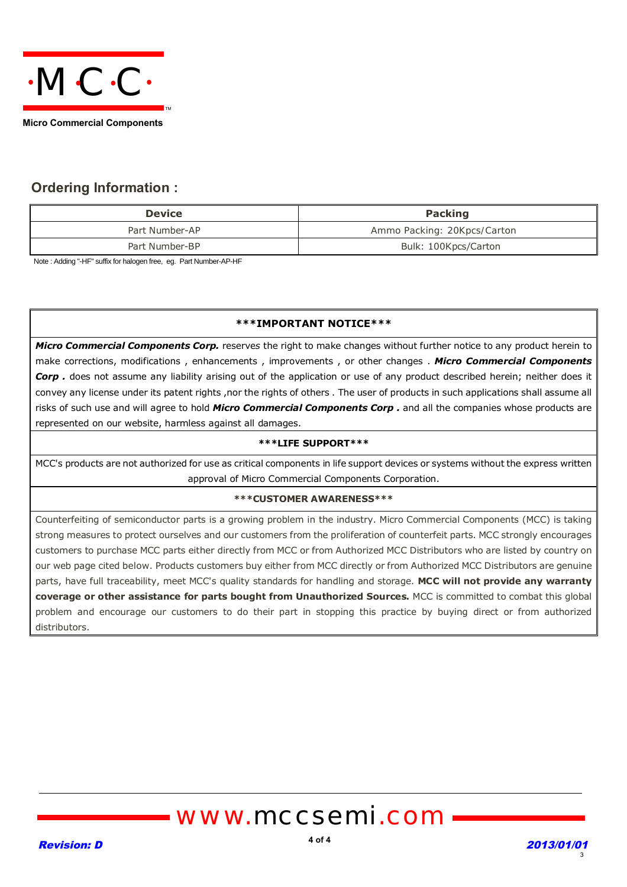## Ordering Information :

| Device | Packing |
|---|---|
| Part Number-AP | Ammo Packing: 20Kpcs/Carton |
| Part Number-BP | Bulk: 100Kpcs/Carton |

Note : Adding "-HF" suffix for halogen free, eg. Part Number-AP-HF

**\*\*\*IMPORTANT NOTICE\*\*\***

***Micro Commercial Components Corp.*** reserves the right to make changes without further notice to any product herein to make corrections, modifications , enhancements , improvements , or other changes . ***Micro Commercial Components Corp .*** does not assume any liability arising out of the application or use of any product described herein; neither does it convey any license under its patent rights ,nor the rights of others . The user of products in such applications shall assume all risks of such use and will agree to hold ***Micro Commercial Components Corp .*** and all the companies whose products are represented on our website, harmless against all damages.

**\*\*\*LIFE SUPPORT\*\*\***

MCC's products are not authorized for use as critical components in life support devices or systems without the express written approval of Micro Commercial Components Corporation.

**\*\*\*CUSTOMER AWARENESS\*\*\***

Counterfeiting of semiconductor parts is a growing problem in the industry. Micro Commercial Components (MCC) is taking strong measures to protect ourselves and our customers from the proliferation of counterfeit parts. MCC strongly encourages customers to purchase MCC parts either directly from MCC or from Authorized MCC Distributors who are listed by country on our web page cited below. Products customers buy either from MCC directly or from Authorized MCC Distributors are genuine parts, have full traceability, meet MCC's quality standards for handling and storage. **MCC will not provide any warranty coverage or other assistance for parts bought from Unauthorized Sources.** MCC is committed to combat this global problem and encourage our customers to do their part in stopping this practice by buying direct or from authorized distributors.